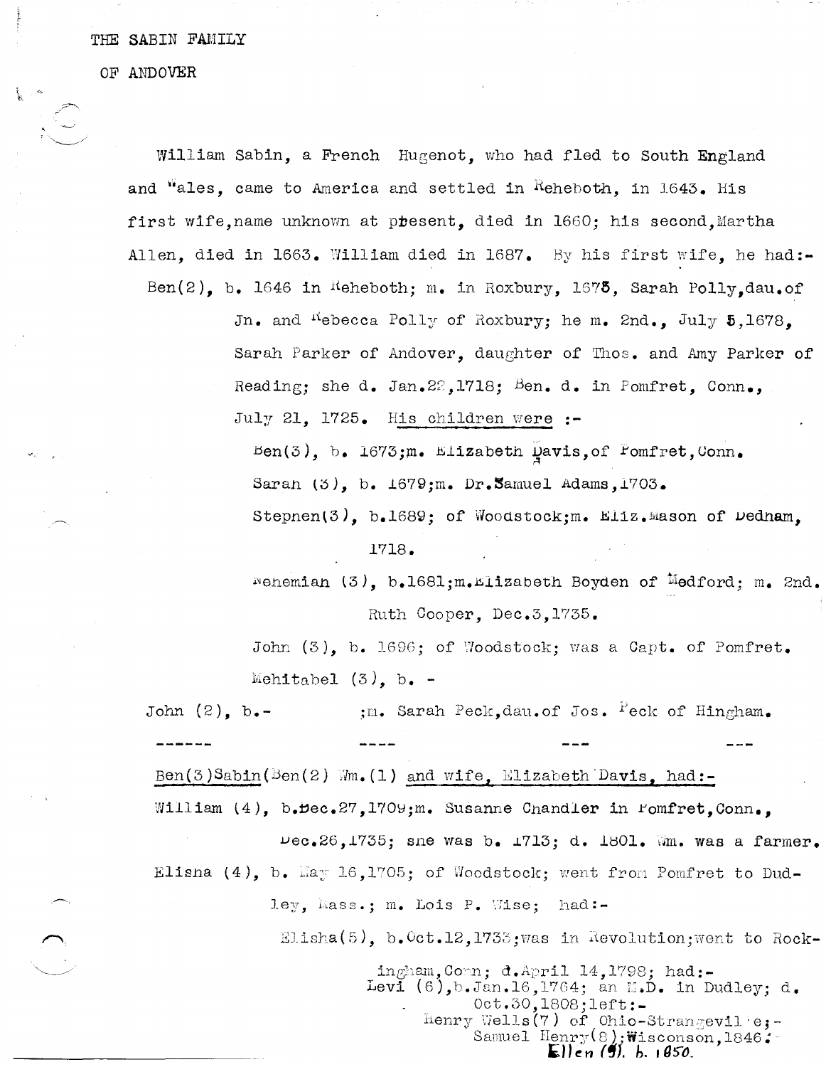THE SABIN FAMILY

OF ANDOVER

William Sabin, a French Hugenot, who had fled to South England and Wales, came to America and settled in Reheboth, in 1643. His first wife, name unknown at present, died in 1660; his second, Martha Allen, died in 1663. William died in 1687. By his first wife, he had:-

Ben(2), b. 1646 in Reheboth; m. in Roxbury, 1675, Sarah Polly, dau. of Jn. and Rebecca Polly of Roxbury; he m. 2nd., July 5, 1678, Sarah Parker of Andover, daughter of Thos. and Amy Parker of Reading; she d. Jan. 22, 1718; Ben. d. in Pomfret, Conn., July 21, 1725. His children were :-

- Ben(3), b. 1673; m. Elizabeth Davis, of Pomfret, Conn.
- Sarah (3), b. 1679; m. Dr. Samuel Adams, 1703.
- Stephen(3), b. 1689; of Woodstock; m. Eliz. Mason of Dedham, 1718.
- Nehemiah (3), b. 1681; m. Elizabeth Boyden of Medford; m. 2nd. Ruth Cooper, Dec. 3, 1735.
- John (3), b. 1696; of Woodstock; was a Capt. of Pomfret.
- Mehitabel (3), b. -

John (2), b.- ; m. Sarah Peck, dau. of Jos. Peck of Hingham.

------ ---- --- ---

Ben(3) Sabin (Ben(2) Wm.(1) and wife, Elizabeth Davis, had:-

William (4), b. Dec. 27, 1709; m. Susanne Chandler in Pomfret, Conn., Dec. 26, 1735; she was b. 1713; d. 1801. Wm. was a farmer.

Elisha (4), b. May 16, 1705; of Woodstock; went from Pomfret to Dudley, Mass.; m. Lois P. Wise; had:-

Elisha(5), b. Oct. 12, 1733; was in Revolution; went to Rockingham, Conn; d. April 14, 1798; had:-

Levi (6), b. Jan. 16, 1764; an M.D. in Dudley; d. Oct. 30, 1808; left:-

Henry Wells(7) of Ohio-Strangeville;-

Samuel Henry(8); Wisconson, 1846;-

Ellen (9). b. 1850.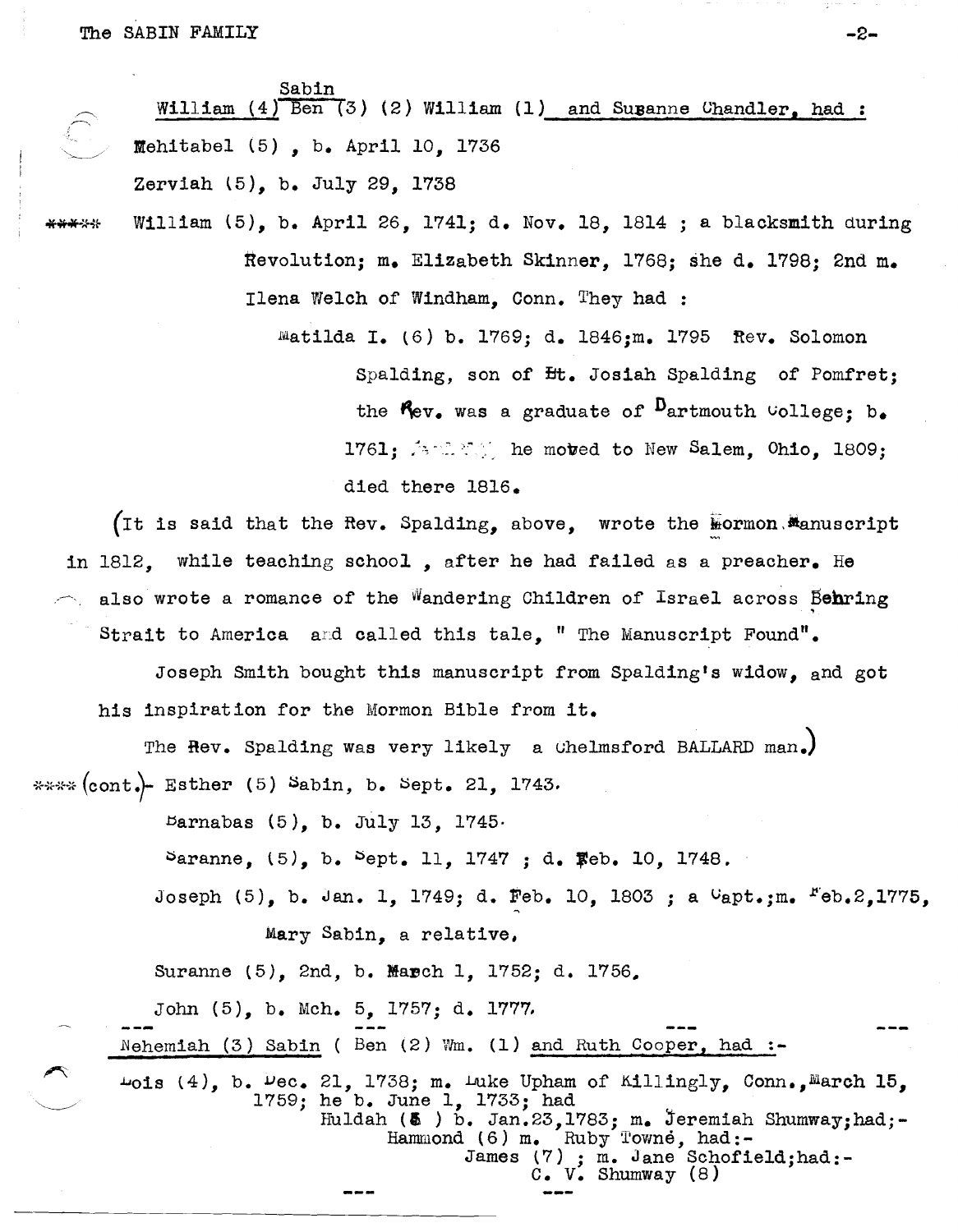Sabin
William (4) Ben (3) (2) William (1) and Susanne Chandler, had :

Mehitabel (5) , b. April 10, 1736

Zerviah (5), b. July 29, 1738

***** William (5), b. April 26, 1741; d. Nov. 18, 1814 ; a blacksmith during Revolution; m. Elizabeth Skinner, 1768; she d. 1798; 2nd m. Ilena Welch of Windham, Conn. They had :

Matilda I. (6) b. 1769; d. 1846;m. 1795 Rev. Solomon Spalding, son of Lt. Josiah Spalding of Pomfret; the Rev. was a graduate of Dartmouth College; b. 1761; he moved to New Salem, Ohio, 1809; died there 1816.

(It is said that the Rev. Spalding, above, wrote the Mormon Manuscript in 1812, while teaching school , after he had failed as a preacher. He also wrote a romance of the Wandering Children of Israel across Behring Strait to America and called this tale, " The Manuscript Found".

Joseph Smith bought this manuscript from Spalding's widow, and got his inspiration for the Mormon Bible from it.

The Rev. Spalding was very likely a Chelmsford BALLARD man.)

**** (cont.)- Esther (5) Sabin, b. Sept. 21, 1743.

Barnabas (5), b. July 13, 1745.

Saranne, (5), b. Sept. 11, 1747 ; d. Feb. 10, 1748.

Joseph (5), b. Jan. 1, 1749; d. Feb. 10, 1803 ; a Capt.;m. Feb.2,1775, Mary Sabin, a relative.

Suranne (5), 2nd, b. March 1, 1752; d. 1756.

John (5), b. Mch. 5, 1757; d. 1777.

--- --- --- ---

Nehemiah (3) Sabin ( Ben (2) Wm. (1) and Ruth Cooper, had :-

Lois (4), b. Dec. 21, 1738; m. Luke Upham of Killingly, Conn.,March 15, 1759; he b. June 1, 1733; had
Huldah (5 ) b. Jan.23,1783; m. Jeremiah Shumway;had;-
Hammond (6) m. Ruby Towne, had:-
James (7) ; m. Jane Schofield;had:-
C. V. Shumway (8)

--- ---